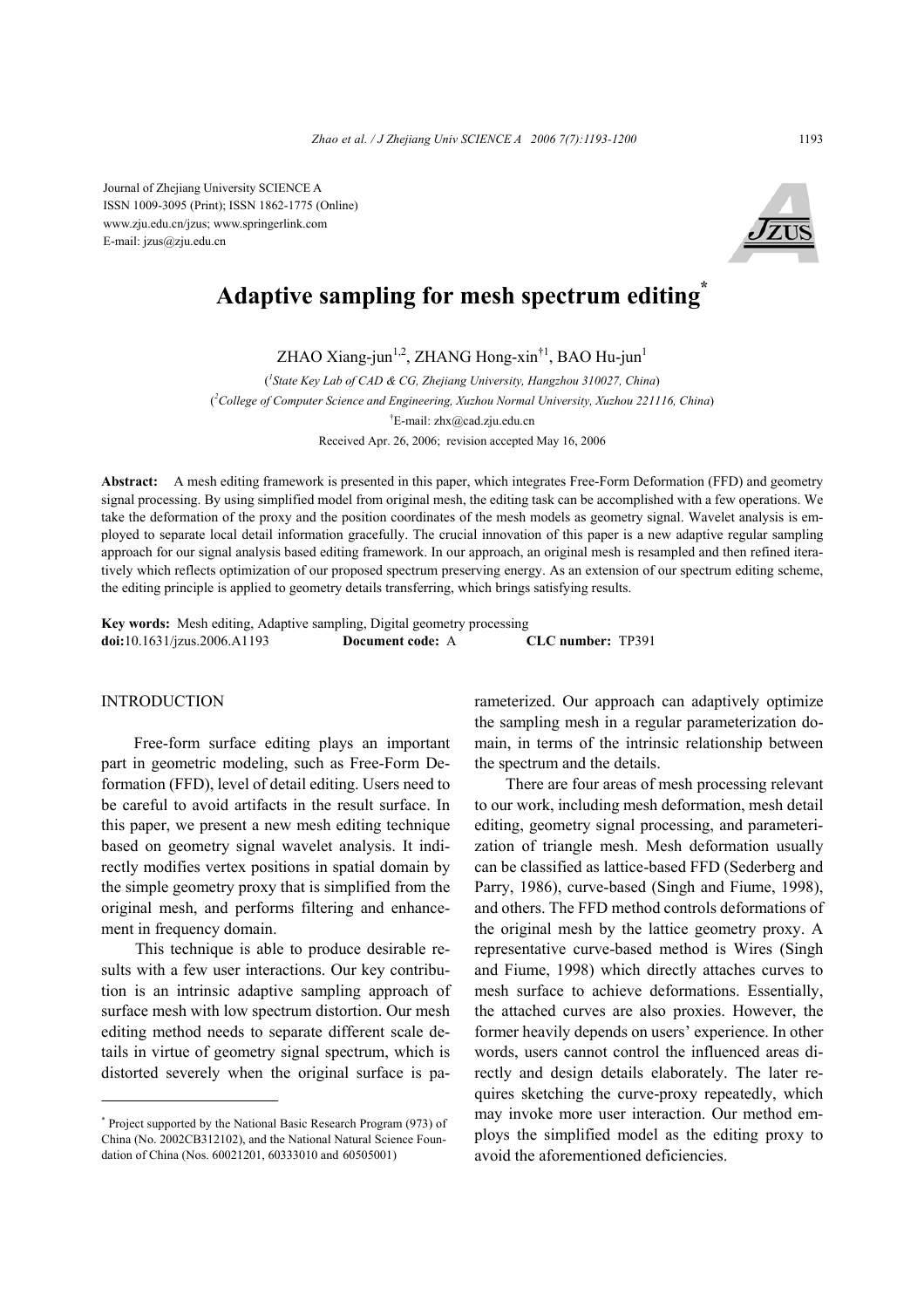Journal of Zhejiang University SCIENCE A
ISSN 1009-3095 (Print); ISSN 1862-1775 (Online)
www.zju.edu.cn/jzus; www.springerlink.com
E-mail: jzus@zju.edu.cn

# Adaptive sampling for mesh spectrum editing*

ZHAO Xiang-jun[1,2], ZHANG Hong-xin[†1], BAO Hu-jun[1]

([1]State Key Lab of CAD & CG, Zhejiang University, Hangzhou 310027, China)

([2]College of Computer Science and Engineering, Xuzhou Normal University, Xuzhou 221116, China)

[†]E-mail: zhx@cad.zju.edu.cn

Received Apr. 26, 2006; revision accepted May 16, 2006

**Abstract:** A mesh editing framework is presented in this paper, which integrates Free-Form Deformation (FFD) and geometry signal processing. By using simplified model from original mesh, the editing task can be accomplished with a few operations. We take the deformation of the proxy and the position coordinates of the mesh models as geometry signal. Wavelet analysis is employed to separate local detail information gracefully. The crucial innovation of this paper is a new adaptive regular sampling approach for our signal analysis based editing framework. In our approach, an original mesh is resampled and then refined iteratively which reflects optimization of our proposed spectrum preserving energy. As an extension of our spectrum editing scheme, the editing principle is applied to geometry details transferring, which brings satisfying results.

**Key words:** Mesh editing, Adaptive sampling, Digital geometry processing
**doi:**10.1631/jzus.2006.A1193 **Document code:** A **CLC number:** TP391

## INTRODUCTION

Free-form surface editing plays an important part in geometric modeling, such as Free-Form Deformation (FFD), level of detail editing. Users need to be careful to avoid artifacts in the result surface. In this paper, we present a new mesh editing technique based on geometry signal wavelet analysis. It indirectly modifies vertex positions in spatial domain by the simple geometry proxy that is simplified from the original mesh, and performs filtering and enhancement in frequency domain.

This technique is able to produce desirable results with a few user interactions. Our key contribution is an intrinsic adaptive sampling approach of surface mesh with low spectrum distortion. Our mesh editing method needs to separate different scale details in virtue of geometry signal spectrum, which is distorted severely when the original surface is parameterized. Our approach can adaptively optimize the sampling mesh in a regular parameterization domain, in terms of the intrinsic relationship between the spectrum and the details.

There are four areas of mesh processing relevant to our work, including mesh deformation, mesh detail editing, geometry signal processing, and parameterization of triangle mesh. Mesh deformation usually can be classified as lattice-based FFD (Sederberg and Parry, 1986), curve-based (Singh and Fiume, 1998), and others. The FFD method controls deformations of the original mesh by the lattice geometry proxy. A representative curve-based method is Wires (Singh and Fiume, 1998) which directly attaches curves to mesh surface to achieve deformations. Essentially, the attached curves are also proxies. However, the former heavily depends on users' experience. In other words, users cannot control the influenced areas directly and design details elaborately. The later requires sketching the curve-proxy repeatedly, which may invoke more user interaction. Our method employs the simplified model as the editing proxy to avoid the aforementioned deficiencies.

* Project supported by the National Basic Research Program (973) of China (No. 2002CB312102), and the National Natural Science Foundation of China (Nos. 60021201, 60333010 and 60505001)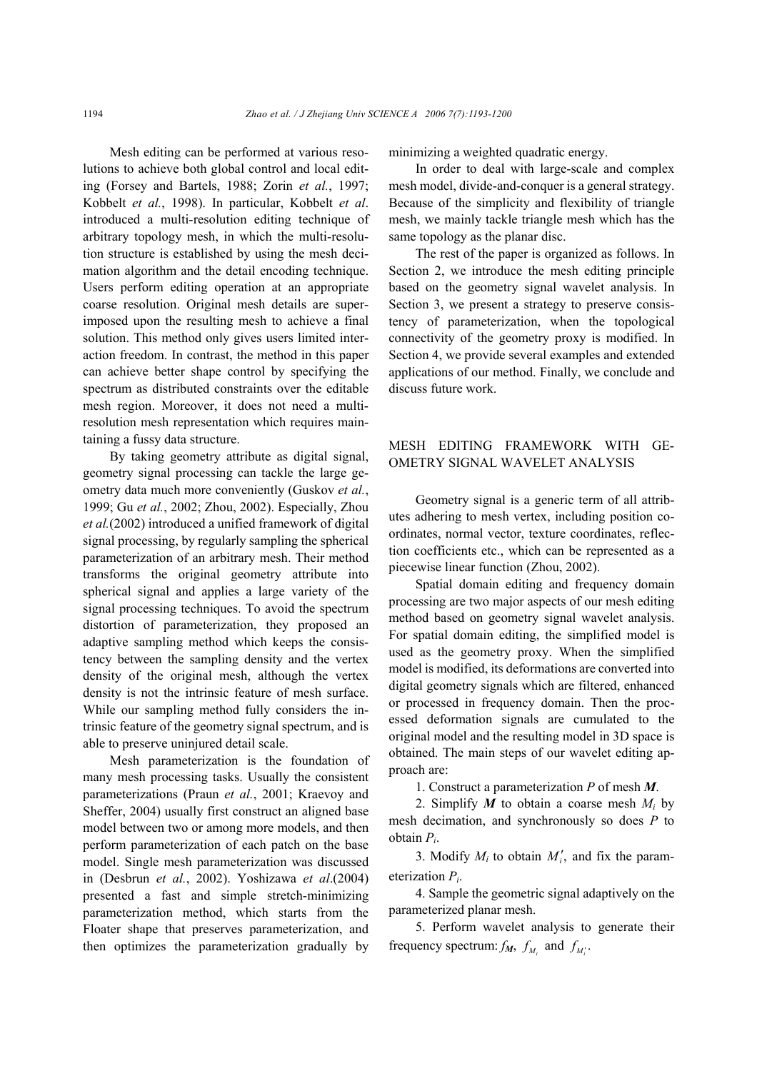Mesh editing can be performed at various resolutions to achieve both global control and local editing (Forsey and Bartels, 1988; Zorin *et al.*, 1997; Kobbelt *et al.*, 1998). In particular, Kobbelt *et al*. introduced a multi-resolution editing technique of arbitrary topology mesh, in which the multi-resolution structure is established by using the mesh decimation algorithm and the detail encoding technique. Users perform editing operation at an appropriate coarse resolution. Original mesh details are superimposed upon the resulting mesh to achieve a final solution. This method only gives users limited interaction freedom. In contrast, the method in this paper can achieve better shape control by specifying the spectrum as distributed constraints over the editable mesh region. Moreover, it does not need a multi-resolution mesh representation which requires maintaining a fussy data structure.

By taking geometry attribute as digital signal, geometry signal processing can tackle the large geometry data much more conveniently (Guskov *et al.*, 1999; Gu *et al.*, 2002; Zhou, 2002). Especially, Zhou *et al.*(2002) introduced a unified framework of digital signal processing, by regularly sampling the spherical parameterization of an arbitrary mesh. Their method transforms the original geometry attribute into spherical signal and applies a large variety of the signal processing techniques. To avoid the spectrum distortion of parameterization, they proposed an adaptive sampling method which keeps the consistency between the sampling density and the vertex density of the original mesh, although the vertex density is not the intrinsic feature of mesh surface. While our sampling method fully considers the intrinsic feature of the geometry signal spectrum, and is able to preserve uninjured detail scale.

Mesh parameterization is the foundation of many mesh processing tasks. Usually the consistent parameterizations (Praun *et al.*, 2001; Kraevoy and Sheffer, 2004) usually first construct an aligned base model between two or among more models, and then perform parameterization of each patch on the base model. Single mesh parameterization was discussed in (Desbrun *et al.*, 2002). Yoshizawa *et al*.(2004) presented a fast and simple stretch-minimizing parameterization method, which starts from the Floater shape that preserves parameterization, and then optimizes the parameterization gradually by minimizing a weighted quadratic energy.

In order to deal with large-scale and complex mesh model, divide-and-conquer is a general strategy. Because of the simplicity and flexibility of triangle mesh, we mainly tackle triangle mesh which has the same topology as the planar disc.

The rest of the paper is organized as follows. In Section 2, we introduce the mesh editing principle based on the geometry signal wavelet analysis. In Section 3, we present a strategy to preserve consistency of parameterization, when the topological connectivity of the geometry proxy is modified. In Section 4, we provide several examples and extended applications of our method. Finally, we conclude and discuss future work.

## MESH EDITING FRAMEWORK WITH GEOMETRY SIGNAL WAVELET ANALYSIS

Geometry signal is a generic term of all attributes adhering to mesh vertex, including position coordinates, normal vector, texture coordinates, reflection coefficients etc., which can be represented as a piecewise linear function (Zhou, 2002).

Spatial domain editing and frequency domain processing are two major aspects of our mesh editing method based on geometry signal wavelet analysis. For spatial domain editing, the simplified model is used as the geometry proxy. When the simplified model is modified, its deformations are converted into digital geometry signals which are filtered, enhanced or processed in frequency domain. Then the processed deformation signals are cumulated to the original model and the resulting model in 3D space is obtained. The main steps of our wavelet editing approach are:

1. Construct a parameterization $P$ of mesh $\boldsymbol{M}$.

2. Simplify $\boldsymbol{M}$ to obtain a coarse mesh $M_i$ by mesh decimation, and synchronously so does $P$ to obtain $P_i$.

3. Modify $M_i$ to obtain $M_i'$, and fix the parameterization $P_i$.

4. Sample the geometric signal adaptively on the parameterized planar mesh.

5. Perform wavelet analysis to generate their frequency spectrum: $f_{\boldsymbol{M}}$, $f_{M_i}$ and $f_{M_i'}$.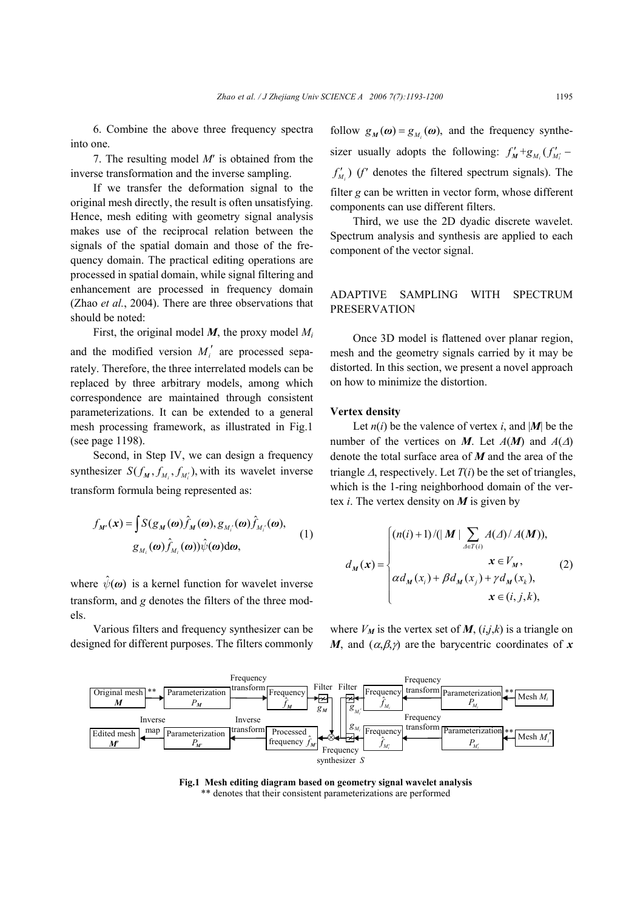6. Combine the above three frequency spectra into one.

7. The resulting model $M'$ is obtained from the inverse transformation and the inverse sampling.

If we transfer the deformation signal to the original mesh directly, the result is often unsatisfying. Hence, mesh editing with geometry signal analysis makes use of the reciprocal relation between the signals of the spatial domain and those of the frequency domain. The practical editing operations are processed in spatial domain, while signal filtering and enhancement are processed in frequency domain (Zhao *et al.*, 2004). There are three observations that should be noted:

First, the original model $\boldsymbol{M}$, the proxy model $M_i$ and the modified version $M_i'$ are processed separately. Therefore, the three interrelated models can be replaced by three arbitrary models, among which correspondence are maintained through consistent parameterizations. It can be extended to a general mesh processing framework, as illustrated in Fig.1 (see page 1198).

Second, in Step IV, we can design a frequency synthesizer $S(f_{\boldsymbol{M}}, f_{M_i}, f_{M_i'})$, with its wavelet inverse transform formula being represented as:

$$f_{\boldsymbol{M}'}(\boldsymbol{x}) = \int S(g_{\boldsymbol{M}}(\boldsymbol{\omega})\hat{f}_{\boldsymbol{M}}(\boldsymbol{\omega}), g_{M_i'}(\boldsymbol{\omega})\hat{f}_{M_i'}(\boldsymbol{\omega}), g_{M_i}(\boldsymbol{\omega})\hat{f}_{M_i}(\boldsymbol{\omega}))\hat{\psi}(\boldsymbol{\omega})\mathrm{d}\boldsymbol{\omega}, \tag{1}$$

where $\hat{\psi}(\boldsymbol{\omega})$ is a kernel function for wavelet inverse transform, and $g$ denotes the filters of the three models.

Various filters and frequency synthesizer can be designed for different purposes. The filters commonly follow $g_{\boldsymbol{M}}(\boldsymbol{\omega}) = g_{M_i}(\boldsymbol{\omega})$, and the frequency synthesizer usually adopts the following: $f'_{\boldsymbol{M}} + g_{M_i}(f'_{M_i'} - f'_{M_i})$ ($f'$ denotes the filtered spectrum signals). The filter $g$ can be written in vector form, whose different components can use different filters.

Third, we use the 2D dyadic discrete wavelet. Spectrum analysis and synthesis are applied to each component of the vector signal.

## ADAPTIVE SAMPLING WITH SPECTRUM PRESERVATION

Once 3D model is flattened over planar region, mesh and the geometry signals carried by it may be distorted. In this section, we present a novel approach on how to minimize the distortion.

### Vertex density

Let $n(i)$ be the valence of vertex $i$, and $|\boldsymbol{M}|$ be the number of the vertices on $\boldsymbol{M}$. Let $A(\boldsymbol{M})$ and $A(\Delta)$ denote the total surface area of $\boldsymbol{M}$ and the area of the triangle $\Delta$, respectively. Let $T(i)$ be the set of triangles, which is the 1-ring neighborhood domain of the vertex $i$. The vertex density on $\boldsymbol{M}$ is given by

$$d_{\boldsymbol{M}}(\boldsymbol{x}) = \begin{cases} (n(i)+1)/(|\boldsymbol{M}| \sum\limits_{\Delta \in T(i)} A(\Delta)/A(\boldsymbol{M})), & \boldsymbol{x} \in V_{\boldsymbol{M}}, \\ \alpha d_{\boldsymbol{M}}(x_i) + \beta d_{\boldsymbol{M}}(x_j) + \gamma d_{\boldsymbol{M}}(x_k), & \boldsymbol{x} \in (i,j,k), \end{cases} \tag{2}$$

where $V_{\boldsymbol{M}}$ is the vertex set of $\boldsymbol{M}$, $(i,j,k)$ is a triangle on $\boldsymbol{M}$, and $(\alpha,\beta,\gamma)$ are the barycentric coordinates of $\boldsymbol{x}$

**Fig.1 Mesh editing diagram based on geometry signal wavelet analysis**
** denotes that their consistent parameterizations are performed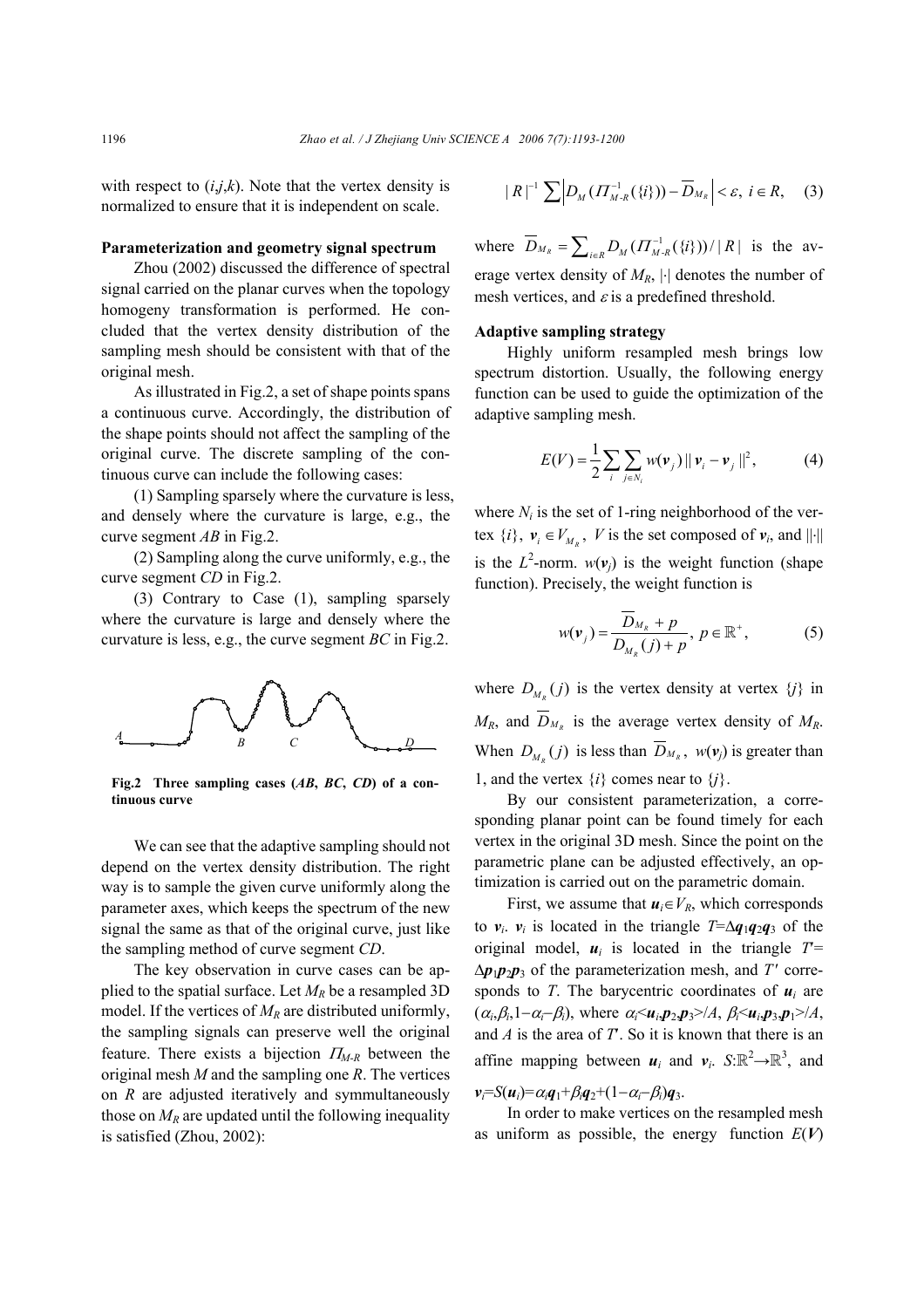with respect to $(i,j,k)$. Note that the vertex density is normalized to ensure that it is independent on scale.

**Parameterization and geometry signal spectrum**

Zhou (2002) discussed the difference of spectral signal carried on the planar curves when the topology homogeny transformation is performed. He concluded that the vertex density distribution of the sampling mesh should be consistent with that of the original mesh.

As illustrated in Fig.2, a set of shape points spans a continuous curve. Accordingly, the distribution of the shape points should not affect the sampling of the original curve. The discrete sampling of the continuous curve can include the following cases:

(1) Sampling sparsely where the curvature is less, and densely where the curvature is large, e.g., the curve segment $AB$ in Fig.2.

(2) Sampling along the curve uniformly, e.g., the curve segment $CD$ in Fig.2.

(3) Contrary to Case (1), sampling sparsely where the curvature is large and densely where the curvature is less, e.g., the curve segment $BC$ in Fig.2.

**Fig.2 Three sampling cases ($AB$, $BC$, $CD$) of a continuous curve**

We can see that the adaptive sampling should not depend on the vertex density distribution. The right way is to sample the given curve uniformly along the parameter axes, which keeps the spectrum of the new signal the same as that of the original curve, just like the sampling method of curve segment $CD$.

The key observation in curve cases can be applied to the spatial surface. Let $M_R$ be a resampled 3D model. If the vertices of $M_R$ are distributed uniformly, the sampling signals can preserve well the original feature. There exists a bijection $\Pi_{M\text{-}R}$ between the original mesh $M$ and the sampling one $R$. The vertices on $R$ are adjusted iteratively and symmultaneously those on $M_R$ are updated until the following inequality is satisfied (Zhou, 2002):

$$|R|^{-1}\sum\left|D_M(\Pi_{M\text{-}R}^{-1}(\{i\}))-\overline{D}_{M_R}\right|<\varepsilon,\ i\in R, \quad (3)$$

where $\overline{D}_{M_R}=\sum_{i\in R}D_M(\Pi_{M\text{-}R}^{-1}(\{i\}))/|R|$ is the average vertex density of $M_R$, $|\cdot|$ denotes the number of mesh vertices, and $\varepsilon$ is a predefined threshold.

**Adaptive sampling strategy**

Highly uniform resampled mesh brings low spectrum distortion. Usually, the following energy function can be used to guide the optimization of the adaptive sampling mesh.

$$E(V)=\frac{1}{2}\sum_i\sum_{j\in N_i}w(\boldsymbol{v}_j)\|\boldsymbol{v}_i-\boldsymbol{v}_j\|^2, \quad (4)$$

where $N_i$ is the set of 1-ring neighborhood of the vertex $\{i\}$, $\boldsymbol{v}_i\in V_{M_R}$, $V$ is the set composed of $\boldsymbol{v}_i$, and $\|\cdot\|$ is the $L^2$-norm. $w(\boldsymbol{v}_j)$ is the weight function (shape function). Precisely, the weight function is

$$w(\boldsymbol{v}_j)=\frac{\overline{D}_{M_R}+p}{D_{M_R}(j)+p},\ p\in\mathbb{R}^+, \quad (5)$$

where $D_{M_R}(j)$ is the vertex density at vertex $\{j\}$ in $M_R$, and $\overline{D}_{M_R}$ is the average vertex density of $M_R$. When $D_{M_R}(j)$ is less than $\overline{D}_{M_R}$, $w(\boldsymbol{v}_j)$ is greater than 1, and the vertex $\{i\}$ comes near to $\{j\}$.

By our consistent parameterization, a corresponding planar point can be found timely for each vertex in the original 3D mesh. Since the point on the parametric plane can be adjusted effectively, an optimization is carried out on the parametric domain.

First, we assume that $\boldsymbol{u}_i\in V_R$, which corresponds to $\boldsymbol{v}_i$. $\boldsymbol{v}_i$ is located in the triangle $T=\Delta\boldsymbol{q}_1\boldsymbol{q}_2\boldsymbol{q}_3$ of the original model, $\boldsymbol{u}_i$ is located in the triangle $T'=\Delta\boldsymbol{p}_1\boldsymbol{p}_2\boldsymbol{p}_3$ of the parameterization mesh, and $T'$ corresponds to $T$. The barycentric coordinates of $\boldsymbol{u}_i$ are $(\alpha_i,\beta_i,1-\alpha_i-\beta_i)$, where $\alpha_i<\boldsymbol{u}_i,\boldsymbol{p}_2,\boldsymbol{p}_3>/A$, $\beta_i<\boldsymbol{u}_i,\boldsymbol{p}_3,\boldsymbol{p}_1>/A$, and $A$ is the area of $T'$. So it is known that there is an affine mapping between $\boldsymbol{u}_i$ and $\boldsymbol{v}_i$. $S:\mathbb{R}^2\rightarrow\mathbb{R}^3$, and $\boldsymbol{v}_i=S(\boldsymbol{u}_i)=\alpha_i\boldsymbol{q}_1+\beta_i\boldsymbol{q}_2+(1-\alpha_i-\beta_i)\boldsymbol{q}_3$.

In order to make vertices on the resampled mesh as uniform as possible, the energy function $E(\boldsymbol{V})$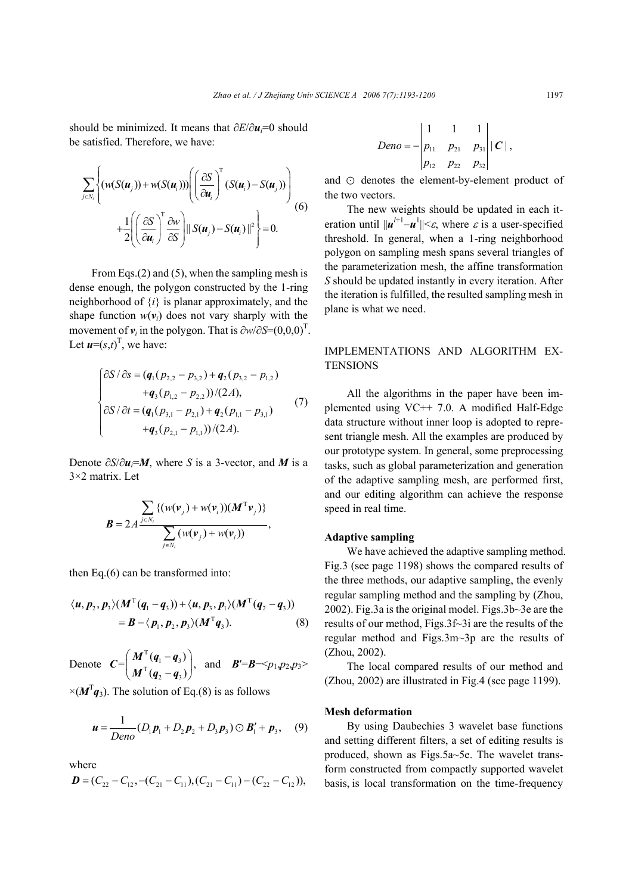should be minimized. It means that $\partial E/\partial \boldsymbol{u}_i=0$ should be satisfied. Therefore, we have:

$$\sum_{j\in N_i}\left\{(w(S(\boldsymbol{u}_j))+w(S(\boldsymbol{u}_i)))\left(\left(\frac{\partial S}{\partial \boldsymbol{u}_i}\right)^{\mathrm{T}}(S(\boldsymbol{u}_i)-S(\boldsymbol{u}_j))\right)+\frac{1}{2}\left(\left(\frac{\partial S}{\partial \boldsymbol{u}_i}\right)^{\mathrm{T}}\frac{\partial w}{\partial S}\right)\|S(\boldsymbol{u}_j)-S(\boldsymbol{u}_i)\|^2\right\}=0. \tag{6}$$

From Eqs.(2) and (5), when the sampling mesh is dense enough, the polygon constructed by the 1-ring neighborhood of $\{i\}$ is planar approximately, and the shape function $w(\boldsymbol{v}_i)$ does not vary sharply with the movement of $\boldsymbol{v}_i$ in the polygon. That is $\partial w/\partial S=(0,0,0)^{\mathrm{T}}$. Let $\boldsymbol{u}=(s,t)^{\mathrm{T}}$, we have:

$$\begin{cases}\partial S/\partial s=(\boldsymbol{q}_1(p_{2,2}-p_{3,2})+\boldsymbol{q}_2(p_{3,2}-p_{1,2})\\ \quad +\boldsymbol{q}_3(p_{1,2}-p_{2,2}))/(2A),\\ \partial S/\partial t=(\boldsymbol{q}_1(p_{3,1}-p_{2,1})+\boldsymbol{q}_2(p_{1,1}-p_{3,1})\\ \quad +\boldsymbol{q}_3(p_{2,1}-p_{1,1}))/(2A).\end{cases} \tag{7}$$

Denote $\partial S/\partial \boldsymbol{u}_i=\boldsymbol{M}$, where $S$ is a 3-vector, and $\boldsymbol{M}$ is a 3×2 matrix. Let

$$\boldsymbol{B}=2A\frac{\sum_{j\in N_i}\{(w(\boldsymbol{v}_j)+w(\boldsymbol{v}_i))(\boldsymbol{M}^{\mathrm{T}}\boldsymbol{v}_j)\}}{\sum_{j\in N_i}(w(\boldsymbol{v}_j)+w(\boldsymbol{v}_i))},$$

then Eq.(6) can be transformed into:

$$\langle \boldsymbol{u},\boldsymbol{p}_2,\boldsymbol{p}_3\rangle(\boldsymbol{M}^{\mathrm{T}}(\boldsymbol{q}_1-\boldsymbol{q}_3))+\langle \boldsymbol{u},\boldsymbol{p}_3,\boldsymbol{p}_1\rangle(\boldsymbol{M}^{\mathrm{T}}(\boldsymbol{q}_2-\boldsymbol{q}_3))=\boldsymbol{B}-\langle \boldsymbol{p}_1,\boldsymbol{p}_2,\boldsymbol{p}_3\rangle(\boldsymbol{M}^{\mathrm{T}}\boldsymbol{q}_3). \tag{8}$$

Denote $\boldsymbol{C}=\begin{pmatrix}\boldsymbol{M}^{\mathrm{T}}(\boldsymbol{q}_1-\boldsymbol{q}_3)\\ \boldsymbol{M}^{\mathrm{T}}(\boldsymbol{q}_2-\boldsymbol{q}_3)\end{pmatrix}$, and $\boldsymbol{B}'=\boldsymbol{B}-\langle p_1,p_2,p_3\rangle\times(\boldsymbol{M}^{\mathrm{T}}\boldsymbol{q}_3)$. The solution of Eq.(8) is as follows

$$\boldsymbol{u}=\frac{1}{Deno}(D_1\boldsymbol{p}_1+D_2\boldsymbol{p}_2+D_3\boldsymbol{p}_3)\odot \boldsymbol{B}_1'+\boldsymbol{p}_3, \tag{9}$$

where

$$\boldsymbol{D}=(C_{22}-C_{12},-(C_{21}-C_{11}),(C_{21}-C_{11})-(C_{22}-C_{12})),$$

$$Deno=-\begin{vmatrix}1 & 1 & 1\\ p_{11} & p_{21} & p_{31}\\ p_{12} & p_{22} & p_{32}\end{vmatrix}|\boldsymbol{C}|,$$

and $\odot$ denotes the element-by-element product of the two vectors.

The new weights should be updated in each iteration until $\|\boldsymbol{u}^{l+1}-\boldsymbol{u}^{l}\|<\varepsilon$, where $\varepsilon$ is a user-specified threshold. In general, when a 1-ring neighborhood polygon on sampling mesh spans several triangles of the parameterization mesh, the affine transformation $S$ should be updated instantly in every iteration. After the iteration is fulfilled, the resulted sampling mesh in plane is what we need.

## IMPLEMENTATIONS AND ALGORITHM EXTENSIONS

All the algorithms in the paper have been implemented using VC++ 7.0. A modified Half-Edge data structure without inner loop is adopted to represent triangle mesh. All the examples are produced by our prototype system. In general, some preprocessing tasks, such as global parameterization and generation of the adaptive sampling mesh, are performed first, and our editing algorithm can achieve the response speed in real time.

### Adaptive sampling

We have achieved the adaptive sampling method. Fig.3 (see page 1198) shows the compared results of the three methods, our adaptive sampling, the evenly regular sampling method and the sampling by (Zhou, 2002). Fig.3a is the original model. Figs.3b~3e are the results of our method, Figs.3f~3i are the results of the regular method and Figs.3m~3p are the results of (Zhou, 2002).

The local compared results of our method and (Zhou, 2002) are illustrated in Fig.4 (see page 1199).

### Mesh deformation

By using Daubechies 3 wavelet base functions and setting different filters, a set of editing results is produced, shown as Figs.5a~5e. The wavelet transform constructed from compactly supported wavelet basis, is local transformation on the time-frequency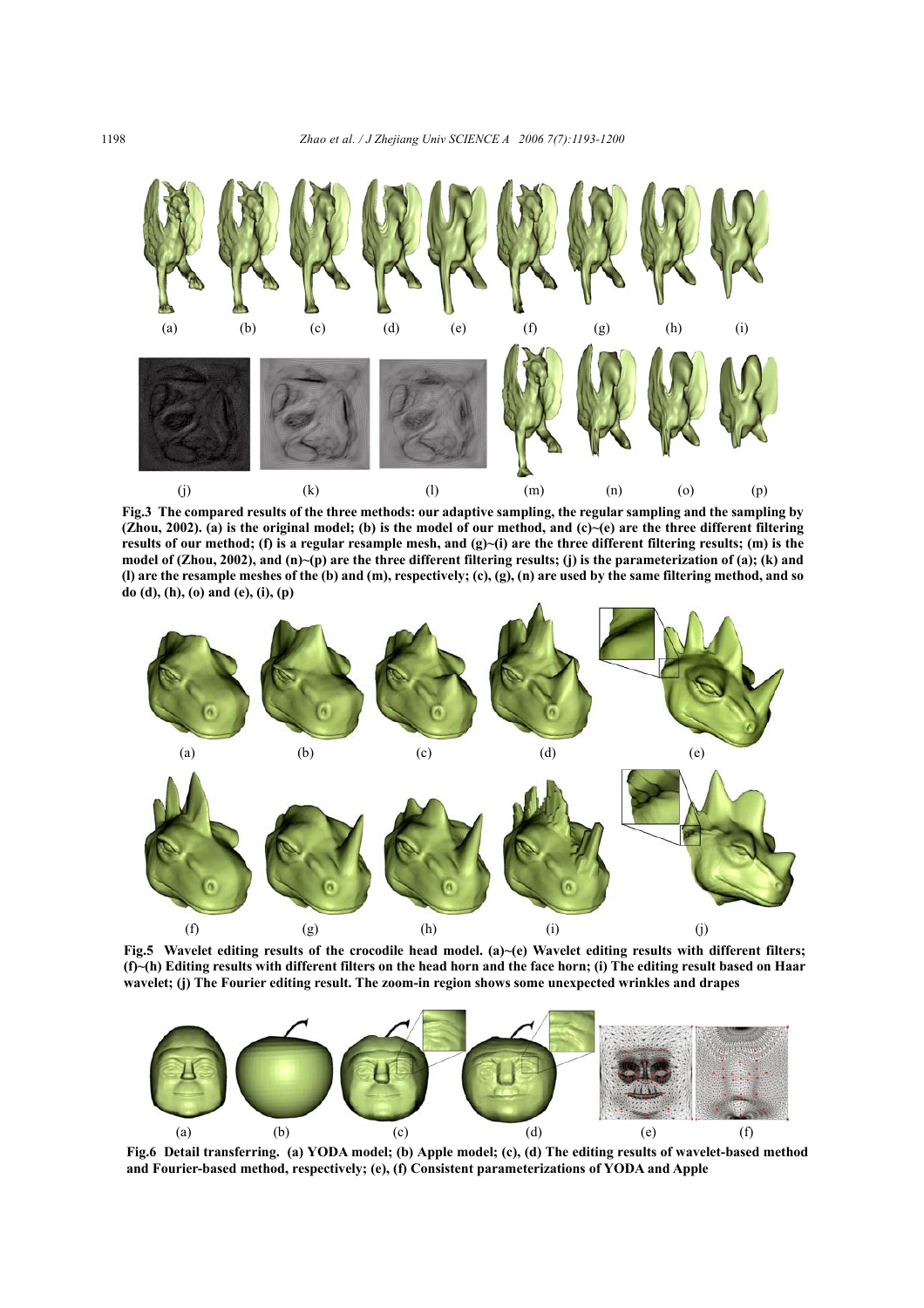(a) (b) (c) (d) (e) (f) (g) (h) (i)

(j) (k) (l) (m) (n) (o) (p)

**Fig.3 The compared results of the three methods: our adaptive sampling, the regular sampling and the sampling by (Zhou, 2002). (a) is the original model; (b) is the model of our method, and (c)~(e) are the three different filtering results of our method; (f) is a regular resample mesh, and (g)~(i) are the three different filtering results; (m) is the model of (Zhou, 2002), and (n)~(p) are the three different filtering results; (j) is the parameterization of (a); (k) and (l) are the resample meshes of the (b) and (m), respectively; (c), (g), (n) are used by the same filtering method, and so do (d), (h), (o) and (e), (i), (p)**

(a) (b) (c) (d) (e)

(f) (g) (h) (i) (j)

**Fig.5 Wavelet editing results of the crocodile head model. (a)~(e) Wavelet editing results with different filters; (f)~(h) Editing results with different filters on the head horn and the face horn; (i) The editing result based on Haar wavelet; (j) The Fourier editing result. The zoom-in region shows some unexpected wrinkles and drapes**

(a) (b) (c) (d) (e) (f)

**Fig.6 Detail transferring. (a) YODA model; (b) Apple model; (c), (d) The editing results of wavelet-based method and Fourier-based method, respectively; (e), (f) Consistent parameterizations of YODA and Apple**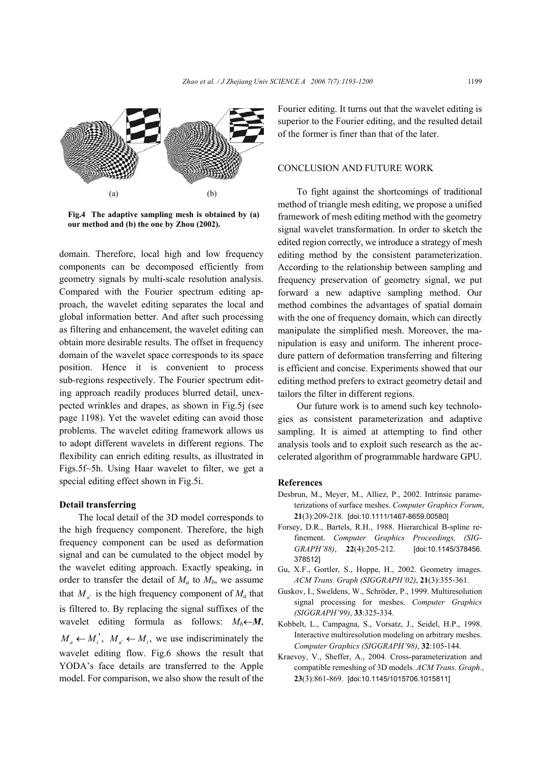Fig.4 The adaptive sampling mesh is obtained by (a) our method and (b) the one by Zhou (2002).

domain. Therefore, local high and low frequency components can be decomposed efficiently from geometry signals by multi-scale resolution analysis. Compared with the Fourier spectrum editing approach, the wavelet editing separates the local and global information better. And after such processing as filtering and enhancement, the wavelet editing can obtain more desirable results. The offset in frequency domain of the wavelet space corresponds to its space position. Hence it is convenient to process sub-regions respectively. The Fourier spectrum editing approach readily produces blurred detail, unexpected wrinkles and drapes, as shown in Fig.5j (see page 1198). Yet the wavelet editing can avoid those problems. The wavelet editing framework allows us to adopt different wavelets in different regions. The flexibility can enrich editing results, as illustrated in Figs.5f~5h. Using Haar wavelet to filter, we get a special editing effect shown in Fig.5i.

### Detail transferring

The local detail of the 3D model corresponds to the high frequency component. Therefore, the high frequency component can be used as deformation signal and can be cumulated to the object model by the wavelet editing approach. Exactly speaking, in order to transfer the detail of $M_a$ to $M_b$, we assume that $M_{a'}$ is the high frequency component of $M_a$ that is filtered to. By replacing the signal suffixes of the wavelet editing formula as follows: $M_b \leftarrow \boldsymbol{M}$, $M_a \leftarrow M_i'$, $M_{a'} \leftarrow M_i$, we use indiscriminately the wavelet editing flow. Fig.6 shows the result that YODA's face details are transferred to the Apple model. For comparison, we also show the result of the Fourier editing. It turns out that the wavelet editing is superior to the Fourier editing, and the resulted detail of the former is finer than that of the later.

## CONCLUSION AND FUTURE WORK

To fight against the shortcomings of traditional method of triangle mesh editing, we propose a unified framework of mesh editing method with the geometry signal wavelet transformation. In order to sketch the edited region correctly, we introduce a strategy of mesh editing method by the consistent parameterization. According to the relationship between sampling and frequency preservation of geometry signal, we put forward a new adaptive sampling method. Our method combines the advantages of spatial domain with the one of frequency domain, which can directly manipulate the simplified mesh. Moreover, the manipulation is easy and uniform. The inherent procedure pattern of deformation transferring and filtering is efficient and concise. Experiments showed that our editing method prefers to extract geometry detail and tailors the filter in different regions.

Our future work is to amend such key technologies as consistent parameterization and adaptive sampling. It is aimed at attempting to find other analysis tools and to exploit such research as the accelerated algorithm of programmable hardware GPU.

### References

Desbrun, M., Meyer, M., Alliez, P., 2002. Intrinsic parameterizations of surface meshes. *Computer Graphics Forum*, **21**(3):209-218. [doi:10.1111/1467-8659.00580]

Forsey, D.R., Bartels, R.H., 1988. Hierarchical B-spline refinement. *Computer Graphics Proceedings, (SIGGRAPH'88)*, **22**(4):205-212. [doi:10.1145/378456.378512]

Gu, X.F., Gortler, S., Hoppe, H., 2002. Geometry images. *ACM Trans. Graph (SIGGRAPH'02)*, **21**(3):355-361.

Guskov, I., Sweldens, W., Schröder, P., 1999. Multiresolution signal processing for meshes. *Computer Graphics (SIGGRAPH'99)*, **33**:325-334.

Kobbelt, L., Campagna, S., Vorsatz, J., Seidel, H.P., 1998. Interactive multiresolution modeling on arbitrary meshes. *Computer Graphics (SIGGRAPH'98)*, **32**:105-144.

Kraevoy, V., Sheffer, A., 2004. Cross-parameterization and compatible remeshing of 3D models. *ACM Trans. Graph.*, **23**(3):861-869. [doi:10.1145/1015706.1015811]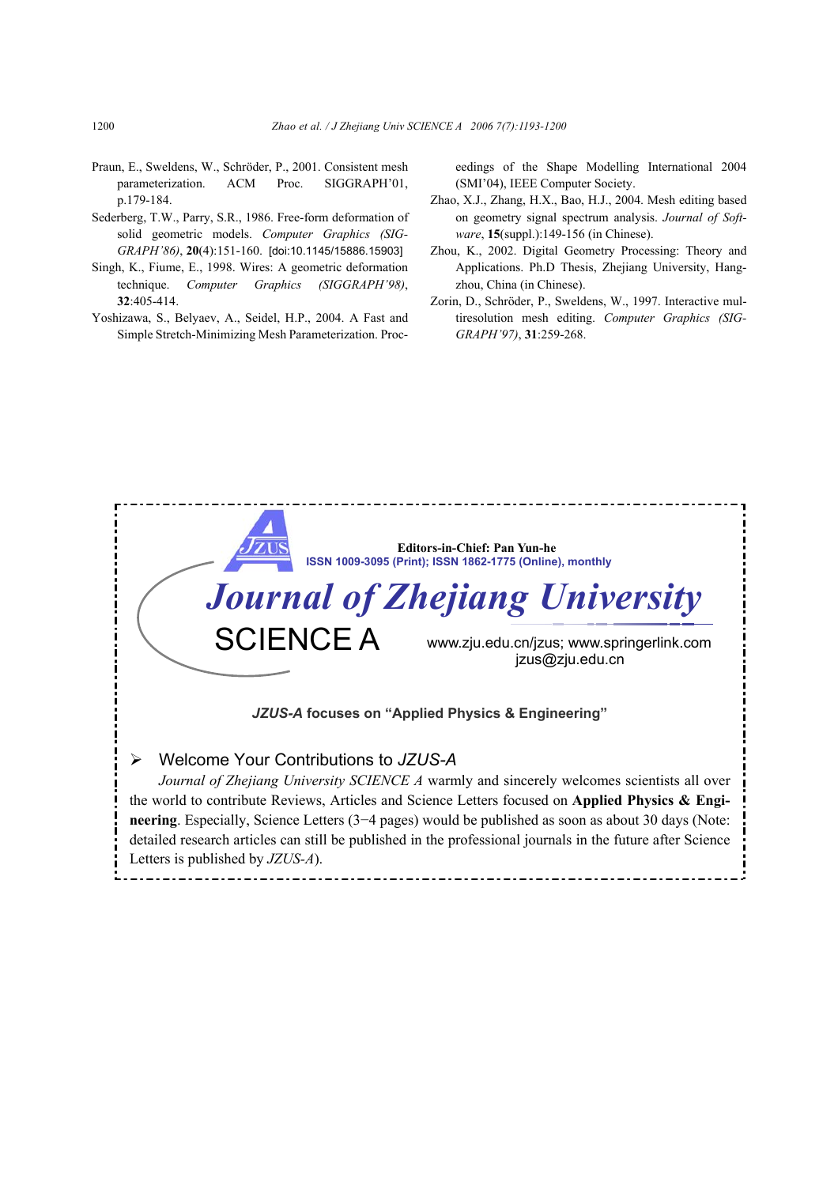Praun, E., Sweldens, W., Schröder, P., 2001. Consistent mesh parameterization. ACM Proc. SIGGRAPH'01, p.179-184.

Sederberg, T.W., Parry, S.R., 1986. Free-form deformation of solid geometric models. *Computer Graphics (SIGGRAPH'86)*, **20**(4):151-160. [doi:10.1145/15886.15903]

Singh, K., Fiume, E., 1998. Wires: A geometric deformation technique. *Computer Graphics (SIGGRAPH'98)*, **32**:405-414.

Yoshizawa, S., Belyaev, A., Seidel, H.P., 2004. A Fast and Simple Stretch-Minimizing Mesh Parameterization. Proceedings of the Shape Modelling International 2004 (SMI'04), IEEE Computer Society.

Zhao, X.J., Zhang, H.X., Bao, H.J., 2004. Mesh editing based on geometry signal spectrum analysis. *Journal of Software*, **15**(suppl.):149-156 (in Chinese).

Zhou, K., 2002. Digital Geometry Processing: Theory and Applications. Ph.D Thesis, Zhejiang University, Hangzhou, China (in Chinese).

Zorin, D., Schröder, P., Sweldens, W., 1997. Interactive multiresolution mesh editing. *Computer Graphics (SIGGRAPH'97)*, **31**:259-268.

---

**Editors-in-Chief: Pan Yun-he**

**ISSN 1009-3095 (Print); ISSN 1862-1775 (Online), monthly**

# *Journal of Zhejiang University* SCIENCE A

www.zju.edu.cn/jzus; www.springerlink.com
jzus@zju.edu.cn

***JZUS-A*** **focuses on "Applied Physics & Engineering"**

- Welcome Your Contributions to *JZUS-A*

*Journal of Zhejiang University SCIENCE A* warmly and sincerely welcomes scientists all over the world to contribute Reviews, Articles and Science Letters focused on **Applied Physics & Engineering**. Especially, Science Letters (3−4 pages) would be published as soon as about 30 days (Note: detailed research articles can still be published in the professional journals in the future after Science Letters is published by *JZUS-A*).